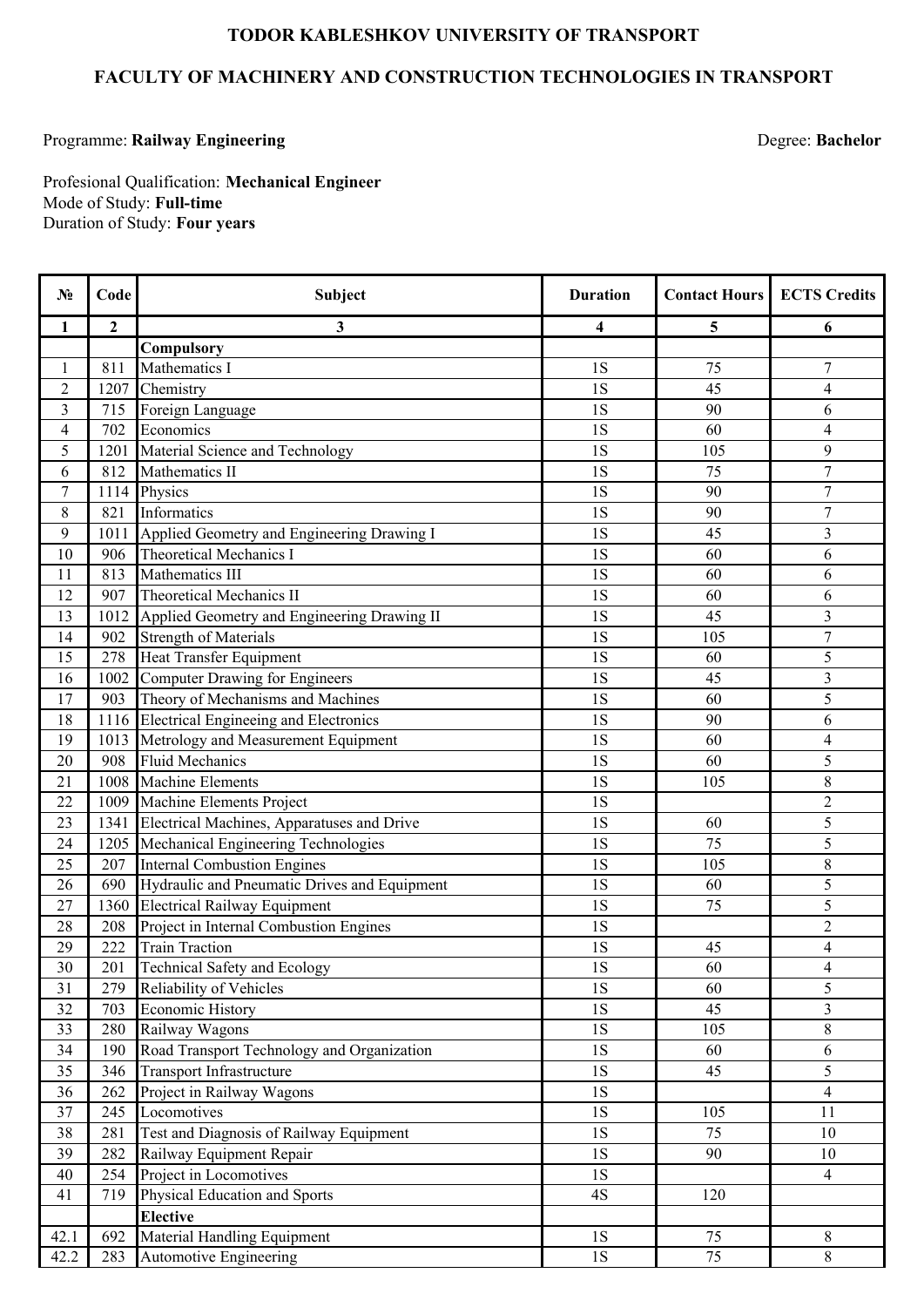# TODOR KABLESHKOV UNIVERSITY OF TRANSPORT

## FACULTY OF MACHINERY AND CONSTRUCTION TECHNOLOGIES IN TRANSPORT

Programme: **Railway Engineering** Degree: **Bachelor**

Profesional Qualification: **Mechanical Engineer**
Mode of Study: **Full-time**
Duration of Study: **Four years**

| № | Code | Subject | Duration | Contact Hours | ECTS Credits |
|---|---|---|---|---|---|
| **1** | **2** | **3** | **4** | **5** | **6** |
| | | **Compulsory** | | | |
| 1 | 811 | Mathematics I | 1S | 75 | 7 |
| 2 | 1207 | Chemistry | 1S | 45 | 4 |
| 3 | 715 | Foreign Language | 1S | 90 | 6 |
| 4 | 702 | Economics | 1S | 60 | 4 |
| 5 | 1201 | Material Science and Technology | 1S | 105 | 9 |
| 6 | 812 | Mathematics II | 1S | 75 | 7 |
| 7 | 1114 | Physics | 1S | 90 | 7 |
| 8 | 821 | Informatics | 1S | 90 | 7 |
| 9 | 1011 | Applied Geometry and Engineering Drawing I | 1S | 45 | 3 |
| 10 | 906 | Theoretical Mechanics I | 1S | 60 | 6 |
| 11 | 813 | Mathematics III | 1S | 60 | 6 |
| 12 | 907 | Theoretical Mechanics II | 1S | 60 | 6 |
| 13 | 1012 | Applied Geometry and Engineering Drawing II | 1S | 45 | 3 |
| 14 | 902 | Strength of Materials | 1S | 105 | 7 |
| 15 | 278 | Heat Transfer Equipment | 1S | 60 | 5 |
| 16 | 1002 | Computer Drawing for Engineers | 1S | 45 | 3 |
| 17 | 903 | Theory of Mechanisms and Machines | 1S | 60 | 5 |
| 18 | 1116 | Electrical Engineeing and Electronics | 1S | 90 | 6 |
| 19 | 1013 | Metrology and Measurement Equipment | 1S | 60 | 4 |
| 20 | 908 | Fluid Mechanics | 1S | 60 | 5 |
| 21 | 1008 | Machine Elements | 1S | 105 | 8 |
| 22 | 1009 | Machine Elements Project | 1S | | 2 |
| 23 | 1341 | Electrical Machines, Apparatuses and Drive | 1S | 60 | 5 |
| 24 | 1205 | Mechanical Engineering Technologies | 1S | 75 | 5 |
| 25 | 207 | Internal Combustion Engines | 1S | 105 | 8 |
| 26 | 690 | Hydraulic and Pneumatic Drives and Equipment | 1S | 60 | 5 |
| 27 | 1360 | Electrical Railway Equipment | 1S | 75 | 5 |
| 28 | 208 | Project in Internal Combustion Engines | 1S | | 2 |
| 29 | 222 | Train Traction | 1S | 45 | 4 |
| 30 | 201 | Technical Safety and Ecology | 1S | 60 | 4 |
| 31 | 279 | Reliability of Vehicles | 1S | 60 | 5 |
| 32 | 703 | Economic History | 1S | 45 | 3 |
| 33 | 280 | Railway Wagons | 1S | 105 | 8 |
| 34 | 190 | Road Transport Technology and Organization | 1S | 60 | 6 |
| 35 | 346 | Transport Infrastructure | 1S | 45 | 5 |
| 36 | 262 | Project in Railway Wagons | 1S | | 4 |
| 37 | 245 | Locomotives | 1S | 105 | 11 |
| 38 | 281 | Test and Diagnosis of Railway Equipment | 1S | 75 | 10 |
| 39 | 282 | Railway Equipment Repair | 1S | 90 | 10 |
| 40 | 254 | Project in Locomotives | 1S | | 4 |
| 41 | 719 | Physical Education and Sports | 4S | 120 | |
| | | **Elective** | | | |
| 42.1 | 692 | Material Handling Equipment | 1S | 75 | 8 |
| 42.2 | 283 | Automotive Engineering | 1S | 75 | 8 |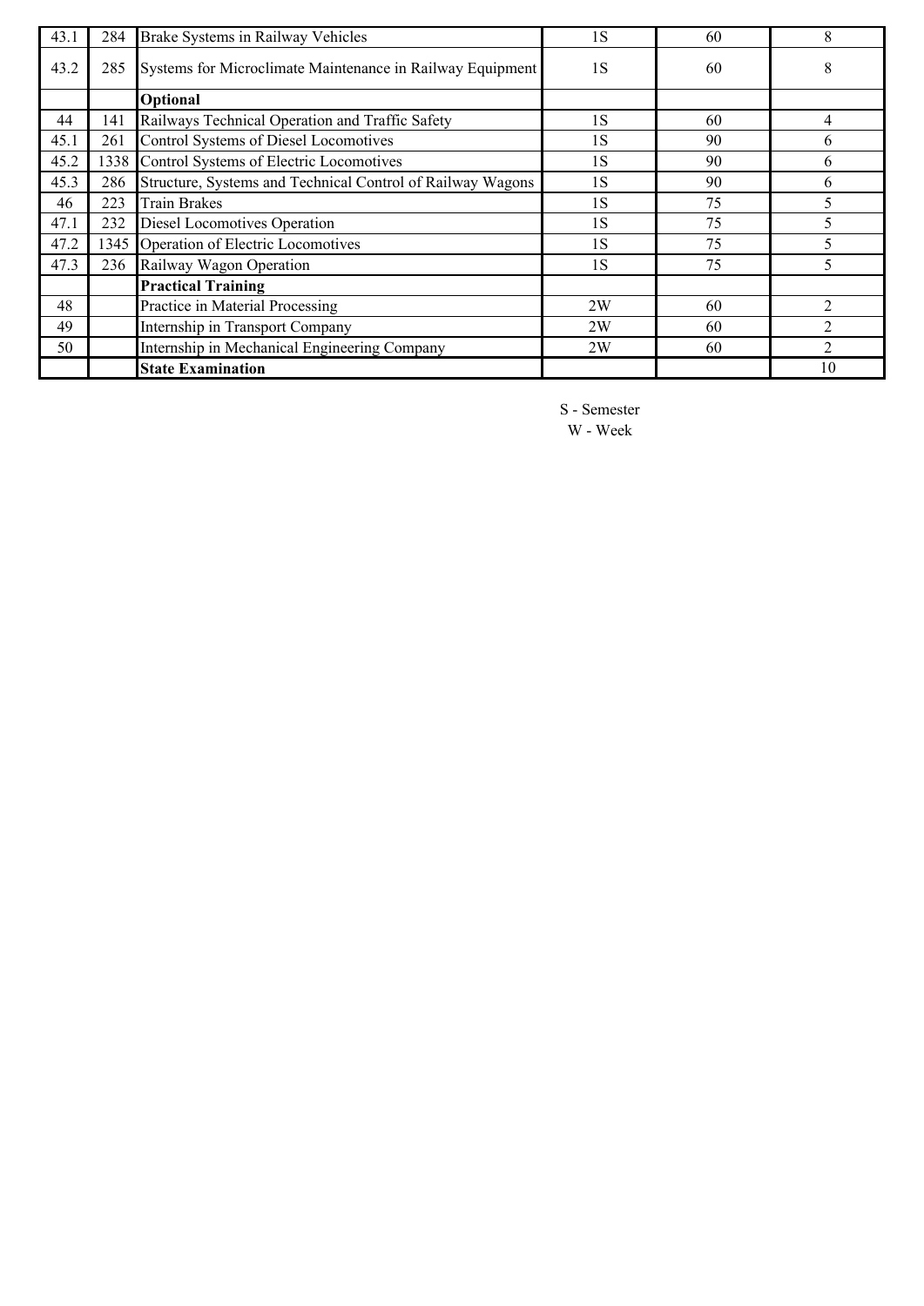| | | | | | |
|---|---|---|---|---|---|
| 43.1 | 284 | Brake Systems in Railway Vehicles | 1S | 60 | 8 |
| 43.2 | 285 | Systems for Microclimate Maintenance in Railway Equipment | 1S | 60 | 8 |
| | | **Optional** | | | |
| 44 | 141 | Railways Technical Operation and Traffic Safety | 1S | 60 | 4 |
| 45.1 | 261 | Control Systems of Diesel Locomotives | 1S | 90 | 6 |
| 45.2 | 1338 | Control Systems of Electric Locomotives | 1S | 90 | 6 |
| 45.3 | 286 | Structure, Systems and Technical Control of Railway Wagons | 1S | 90 | 6 |
| 46 | 223 | Train Brakes | 1S | 75 | 5 |
| 47.1 | 232 | Diesel Locomotives Operation | 1S | 75 | 5 |
| 47.2 | 1345 | Operation of Electric Locomotives | 1S | 75 | 5 |
| 47.3 | 236 | Railway Wagon Operation | 1S | 75 | 5 |
| | | **Practical Training** | | | |
| 48 | | Practice in Material Processing | 2W | 60 | 2 |
| 49 | | Internship in Transport Company | 2W | 60 | 2 |
| 50 | | Internship in Mechanical Engineering Company | 2W | 60 | 2 |
| | | **State Examination** | | | 10 |

S - Semester
W - Week